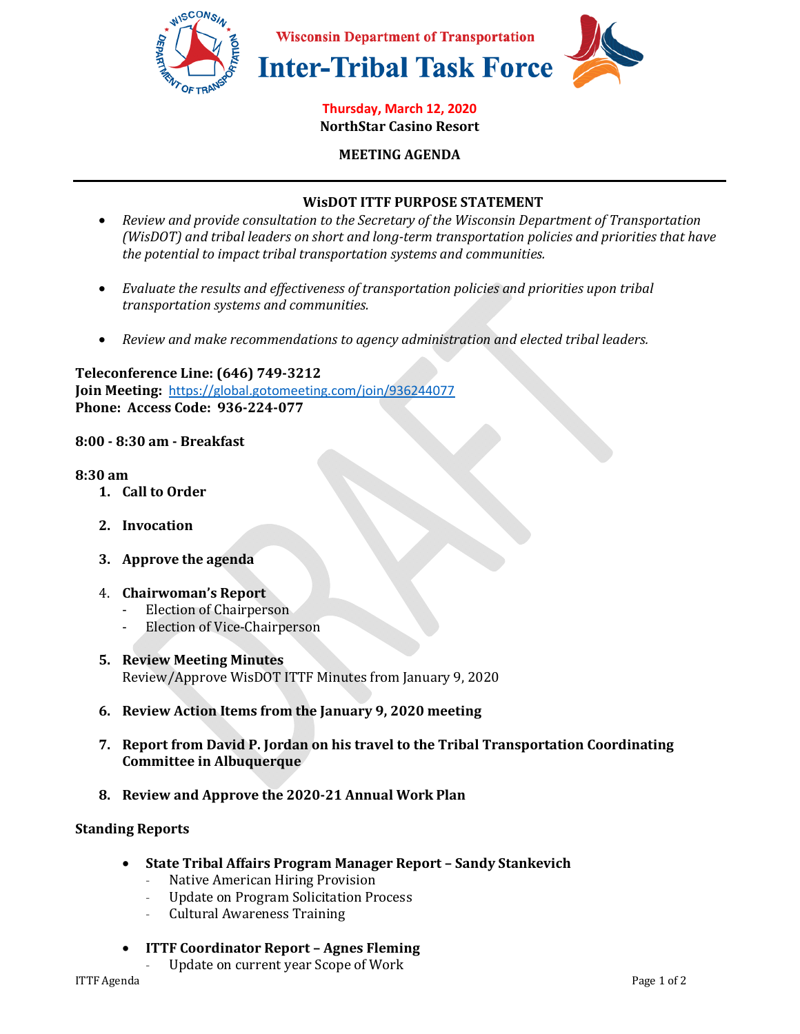# Wisconsin Department of Transportation
# Inter-Tribal Task Force

**Thursday, March 12, 2020**
**NorthStar Casino Resort**

**MEETING AGENDA**

---

## WisDOT ITTF PURPOSE STATEMENT

- *Review and provide consultation to the Secretary of the Wisconsin Department of Transportation (WisDOT) and tribal leaders on short and long-term transportation policies and priorities that have the potential to impact tribal transportation systems and communities.*
- *Evaluate the results and effectiveness of transportation policies and priorities upon tribal transportation systems and communities.*
- *Review and make recommendations to agency administration and elected tribal leaders.*

**Teleconference Line: (646) 749-3212**
**Join Meeting:** https://global.gotomeeting.com/join/936244077
**Phone: Access Code: 936-224-077**

**8:00 - 8:30 am - Breakfast**

**8:30 am**

1. **Call to Order**
2. **Invocation**
3. **Approve the agenda**
4. **Chairwoman's Report**
   - Election of Chairperson
   - Election of Vice-Chairperson
5. **Review Meeting Minutes**
   Review/Approve WisDOT ITTF Minutes from January 9, 2020
6. **Review Action Items from the January 9, 2020 meeting**
7. **Report from David P. Jordan on his travel to the Tribal Transportation Coordinating Committee in Albuquerque**
8. **Review and Approve the 2020-21 Annual Work Plan**

**Standing Reports**

- **State Tribal Affairs Program Manager Report – Sandy Stankevich**
  - Native American Hiring Provision
  - Update on Program Solicitation Process
  - Cultural Awareness Training
- **ITTF Coordinator Report – Agnes Fleming**
  - Update on current year Scope of Work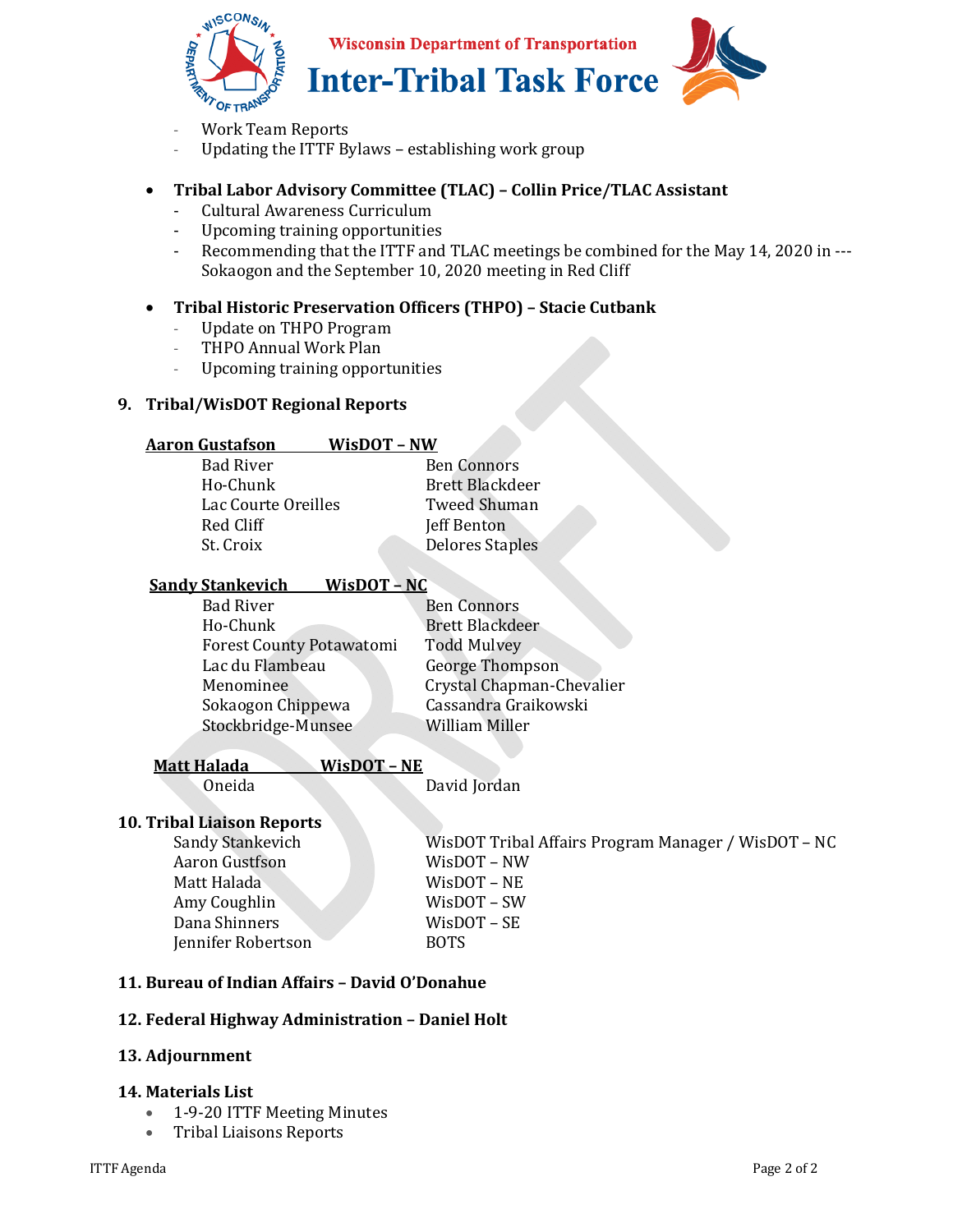- Work Team Reports
- Updating the ITTF Bylaws – establishing work group

- **Tribal Labor Advisory Committee (TLAC) – Collin Price/TLAC Assistant**
  - Cultural Awareness Curriculum
  - Upcoming training opportunities
  - Recommending that the ITTF and TLAC meetings be combined for the May 14, 2020 in --- Sokaogon and the September 10, 2020 meeting in Red Cliff

- **Tribal Historic Preservation Officers (THPO) – Stacie Cutbank**
  - Update on THPO Program
  - THPO Annual Work Plan
  - Upcoming training opportunities

## 9. Tribal/WisDOT Regional Reports

| **Aaron Gustafson** | **WisDOT – NW** |
|---|---|
| Bad River | Ben Connors |
| Ho-Chunk | Brett Blackdeer |
| Lac Courte Oreilles | Tweed Shuman |
| Red Cliff | Jeff Benton |
| St. Croix | Delores Staples |

| **Sandy Stankevich** | **WisDOT – NC** |
|---|---|
| Bad River | Ben Connors |
| Ho-Chunk | Brett Blackdeer |
| Forest County Potawatomi | Todd Mulvey |
| Lac du Flambeau | George Thompson |
| Menominee | Crystal Chapman-Chevalier |
| Sokaogon Chippewa | Cassandra Graikowski |
| Stockbridge-Munsee | William Miller |

| **Matt Halada** | **WisDOT – NE** |
|---|---|
| Oneida | David Jordan |

## 10. Tribal Liaison Reports

| | |
|---|---|
| Sandy Stankevich | WisDOT Tribal Affairs Program Manager / WisDOT – NC |
| Aaron Gustfson | WisDOT – NW |
| Matt Halada | WisDOT – NE |
| Amy Coughlin | WisDOT – SW |
| Dana Shinners | WisDOT – SE |
| Jennifer Robertson | BOTS |

## 11. Bureau of Indian Affairs – David O'Donahue

## 12. Federal Highway Administration – Daniel Holt

## 13. Adjournment

## 14. Materials List

- 1-9-20 ITTF Meeting Minutes
- Tribal Liaisons Reports